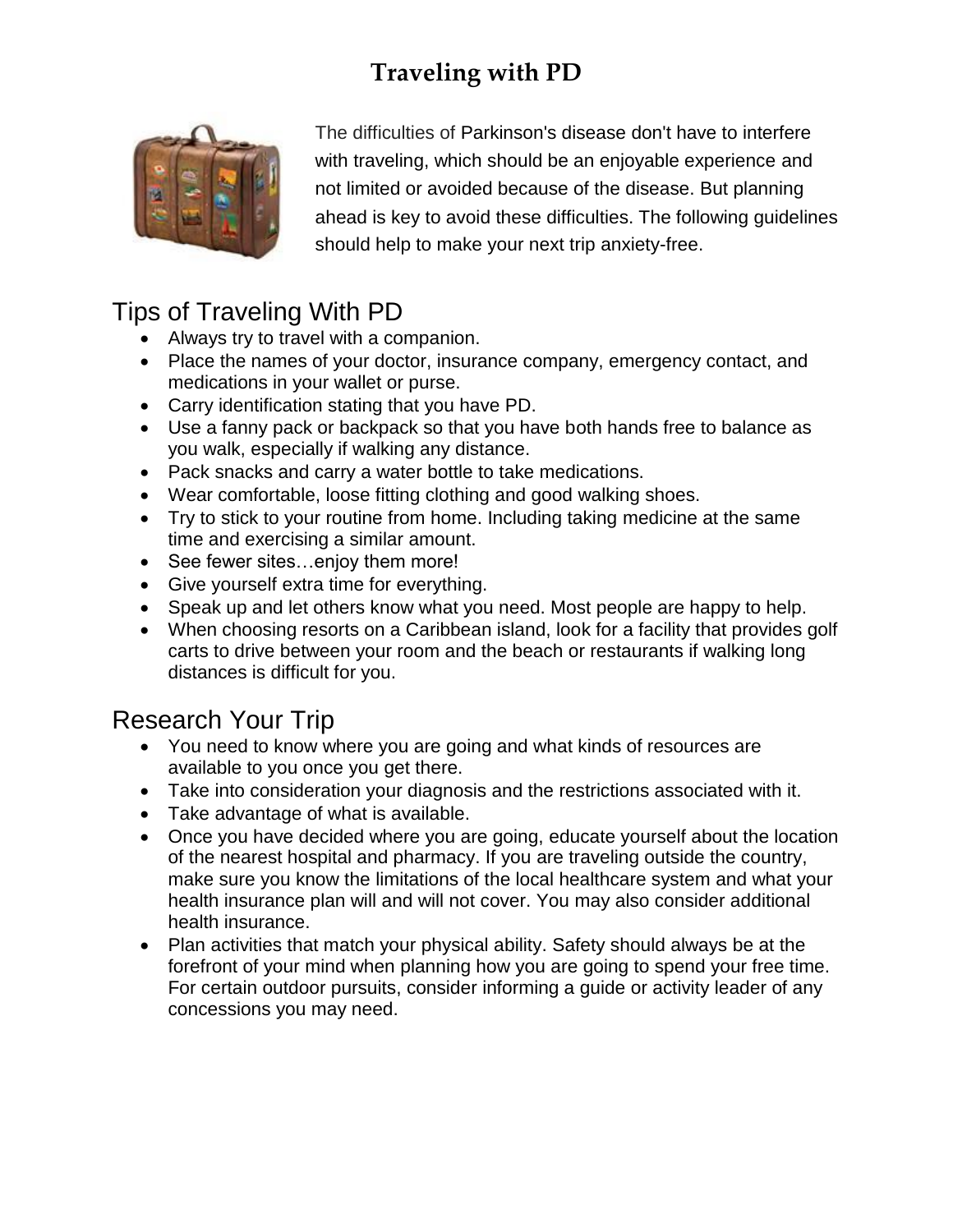# Traveling with PD

The difficulties of Parkinson's disease don't have to interfere with traveling, which should be an enjoyable experience and not limited or avoided because of the disease. But planning ahead is key to avoid these difficulties. The following guidelines should help to make your next trip anxiety-free.

## Tips of Traveling With PD

- Always try to travel with a companion.
- Place the names of your doctor, insurance company, emergency contact, and medications in your wallet or purse.
- Carry identification stating that you have PD.
- Use a fanny pack or backpack so that you have both hands free to balance as you walk, especially if walking any distance.
- Pack snacks and carry a water bottle to take medications.
- Wear comfortable, loose fitting clothing and good walking shoes.
- Try to stick to your routine from home. Including taking medicine at the same time and exercising a similar amount.
- See fewer sites…enjoy them more!
- Give yourself extra time for everything.
- Speak up and let others know what you need. Most people are happy to help.
- When choosing resorts on a Caribbean island, look for a facility that provides golf carts to drive between your room and the beach or restaurants if walking long distances is difficult for you.

## Research Your Trip

- You need to know where you are going and what kinds of resources are available to you once you get there.
- Take into consideration your diagnosis and the restrictions associated with it.
- Take advantage of what is available.
- Once you have decided where you are going, educate yourself about the location of the nearest hospital and pharmacy. If you are traveling outside the country, make sure you know the limitations of the local healthcare system and what your health insurance plan will and will not cover. You may also consider additional health insurance.
- Plan activities that match your physical ability. Safety should always be at the forefront of your mind when planning how you are going to spend your free time. For certain outdoor pursuits, consider informing a guide or activity leader of any concessions you may need.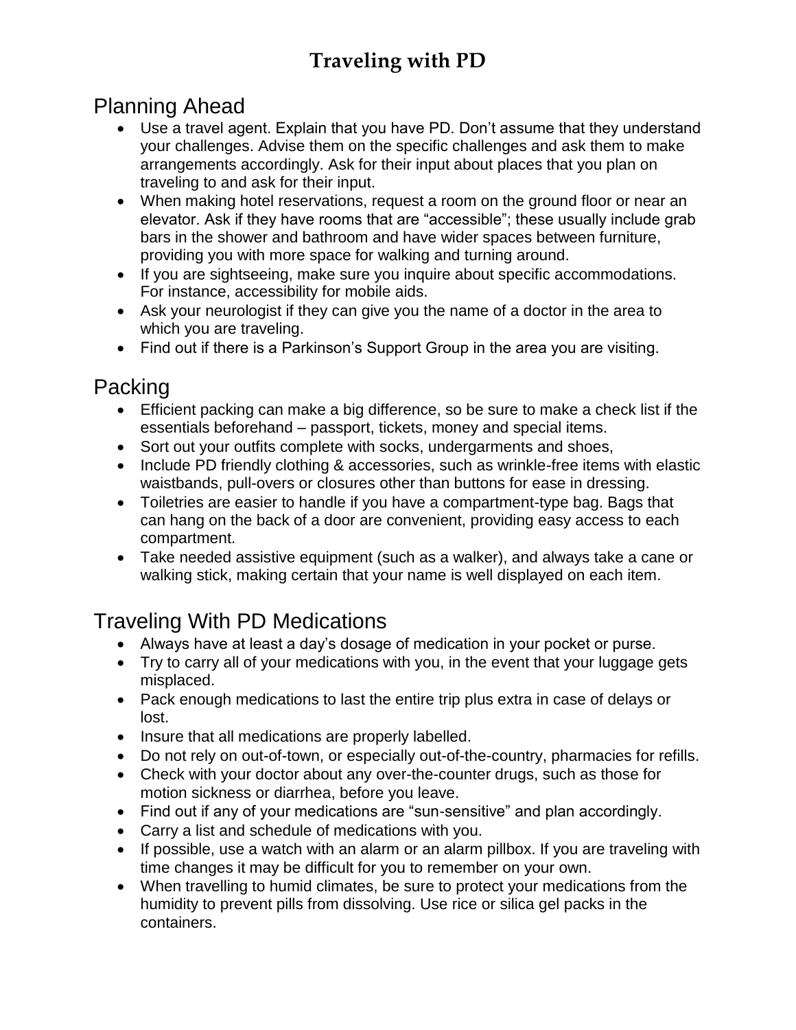# Traveling with PD

## Planning Ahead

- Use a travel agent. Explain that you have PD. Don't assume that they understand your challenges. Advise them on the specific challenges and ask them to make arrangements accordingly. Ask for their input about places that you plan on traveling to and ask for their input.
- When making hotel reservations, request a room on the ground floor or near an elevator. Ask if they have rooms that are "accessible"; these usually include grab bars in the shower and bathroom and have wider spaces between furniture, providing you with more space for walking and turning around.
- If you are sightseeing, make sure you inquire about specific accommodations. For instance, accessibility for mobile aids.
- Ask your neurologist if they can give you the name of a doctor in the area to which you are traveling.
- Find out if there is a Parkinson's Support Group in the area you are visiting.

## Packing

- Efficient packing can make a big difference, so be sure to make a check list if the essentials beforehand – passport, tickets, money and special items.
- Sort out your outfits complete with socks, undergarments and shoes,
- Include PD friendly clothing & accessories, such as wrinkle-free items with elastic waistbands, pull-overs or closures other than buttons for ease in dressing.
- Toiletries are easier to handle if you have a compartment-type bag. Bags that can hang on the back of a door are convenient, providing easy access to each compartment.
- Take needed assistive equipment (such as a walker), and always take a cane or walking stick, making certain that your name is well displayed on each item.

## Traveling With PD Medications

- Always have at least a day's dosage of medication in your pocket or purse.
- Try to carry all of your medications with you, in the event that your luggage gets misplaced.
- Pack enough medications to last the entire trip plus extra in case of delays or lost.
- Insure that all medications are properly labelled.
- Do not rely on out-of-town, or especially out-of-the-country, pharmacies for refills.
- Check with your doctor about any over-the-counter drugs, such as those for motion sickness or diarrhea, before you leave.
- Find out if any of your medications are "sun-sensitive" and plan accordingly.
- Carry a list and schedule of medications with you.
- If possible, use a watch with an alarm or an alarm pillbox. If you are traveling with time changes it may be difficult for you to remember on your own.
- When travelling to humid climates, be sure to protect your medications from the humidity to prevent pills from dissolving. Use rice or silica gel packs in the containers.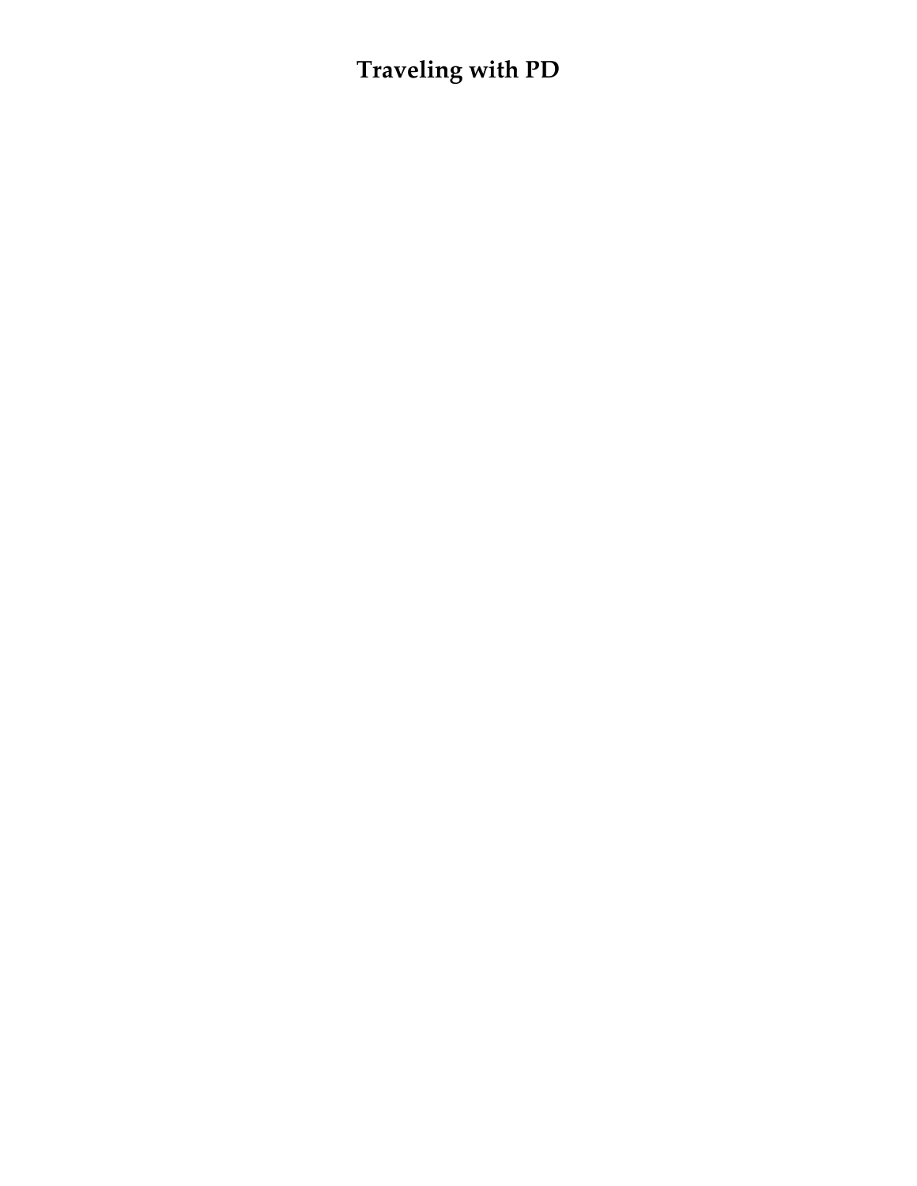# Traveling with PD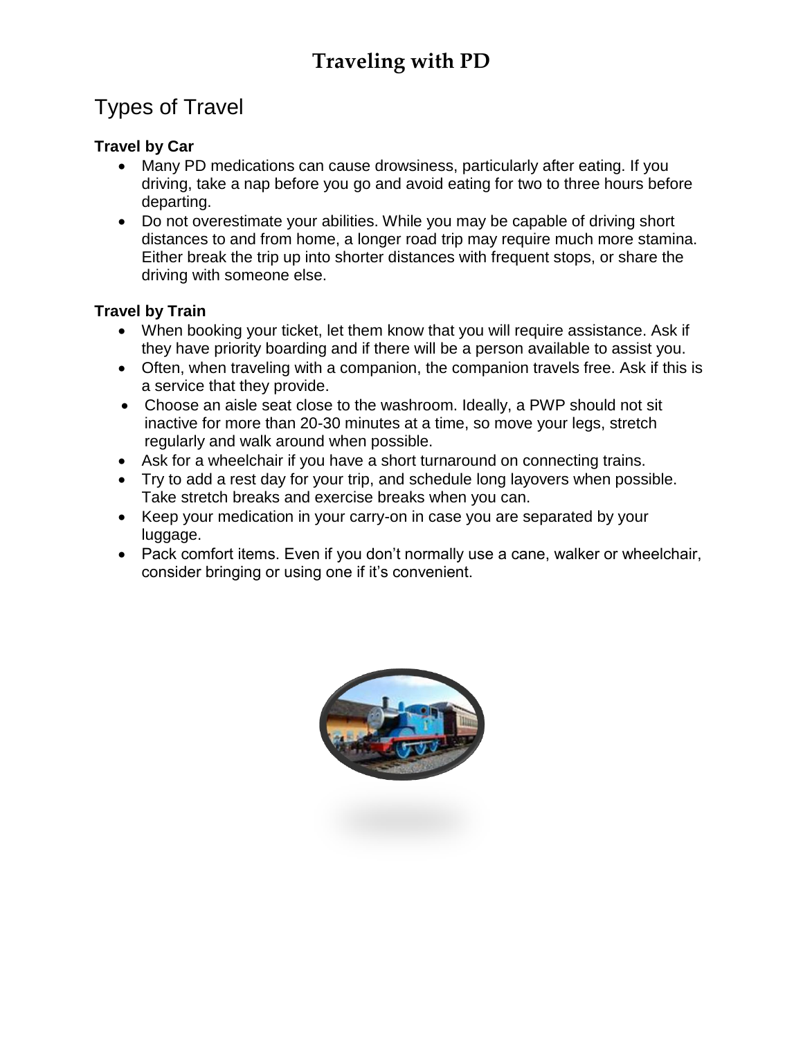# Traveling with PD

## Types of Travel

**Travel by Car**

- Many PD medications can cause drowsiness, particularly after eating. If you driving, take a nap before you go and avoid eating for two to three hours before departing.
- Do not overestimate your abilities. While you may be capable of driving short distances to and from home, a longer road trip may require much more stamina. Either break the trip up into shorter distances with frequent stops, or share the driving with someone else.

**Travel by Train**

- When booking your ticket, let them know that you will require assistance. Ask if they have priority boarding and if there will be a person available to assist you.
- Often, when traveling with a companion, the companion travels free. Ask if this is a service that they provide.
- Choose an aisle seat close to the washroom. Ideally, a PWP should not sit inactive for more than 20-30 minutes at a time, so move your legs, stretch regularly and walk around when possible.
- Ask for a wheelchair if you have a short turnaround on connecting trains.
- Try to add a rest day for your trip, and schedule long layovers when possible. Take stretch breaks and exercise breaks when you can.
- Keep your medication in your carry-on in case you are separated by your luggage.
- Pack comfort items. Even if you don't normally use a cane, walker or wheelchair, consider bringing or using one if it's convenient.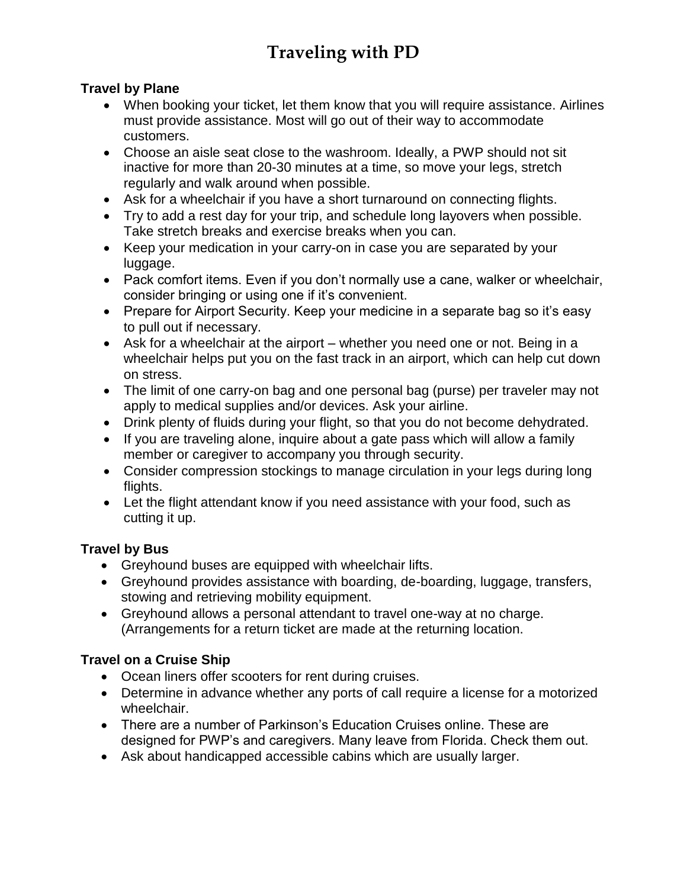# Traveling with PD

**Travel by Plane**

- When booking your ticket, let them know that you will require assistance. Airlines must provide assistance. Most will go out of their way to accommodate customers.
- Choose an aisle seat close to the washroom. Ideally, a PWP should not sit inactive for more than 20-30 minutes at a time, so move your legs, stretch regularly and walk around when possible.
- Ask for a wheelchair if you have a short turnaround on connecting flights.
- Try to add a rest day for your trip, and schedule long layovers when possible. Take stretch breaks and exercise breaks when you can.
- Keep your medication in your carry-on in case you are separated by your luggage.
- Pack comfort items. Even if you don't normally use a cane, walker or wheelchair, consider bringing or using one if it's convenient.
- Prepare for Airport Security. Keep your medicine in a separate bag so it's easy to pull out if necessary.
- Ask for a wheelchair at the airport – whether you need one or not. Being in a wheelchair helps put you on the fast track in an airport, which can help cut down on stress.
- The limit of one carry-on bag and one personal bag (purse) per traveler may not apply to medical supplies and/or devices. Ask your airline.
- Drink plenty of fluids during your flight, so that you do not become dehydrated.
- If you are traveling alone, inquire about a gate pass which will allow a family member or caregiver to accompany you through security.
- Consider compression stockings to manage circulation in your legs during long flights.
- Let the flight attendant know if you need assistance with your food, such as cutting it up.

**Travel by Bus**

- Greyhound buses are equipped with wheelchair lifts.
- Greyhound provides assistance with boarding, de-boarding, luggage, transfers, stowing and retrieving mobility equipment.
- Greyhound allows a personal attendant to travel one-way at no charge. (Arrangements for a return ticket are made at the returning location.

**Travel on a Cruise Ship**

- Ocean liners offer scooters for rent during cruises.
- Determine in advance whether any ports of call require a license for a motorized wheelchair.
- There are a number of Parkinson's Education Cruises online. These are designed for PWP's and caregivers. Many leave from Florida. Check them out.
- Ask about handicapped accessible cabins which are usually larger.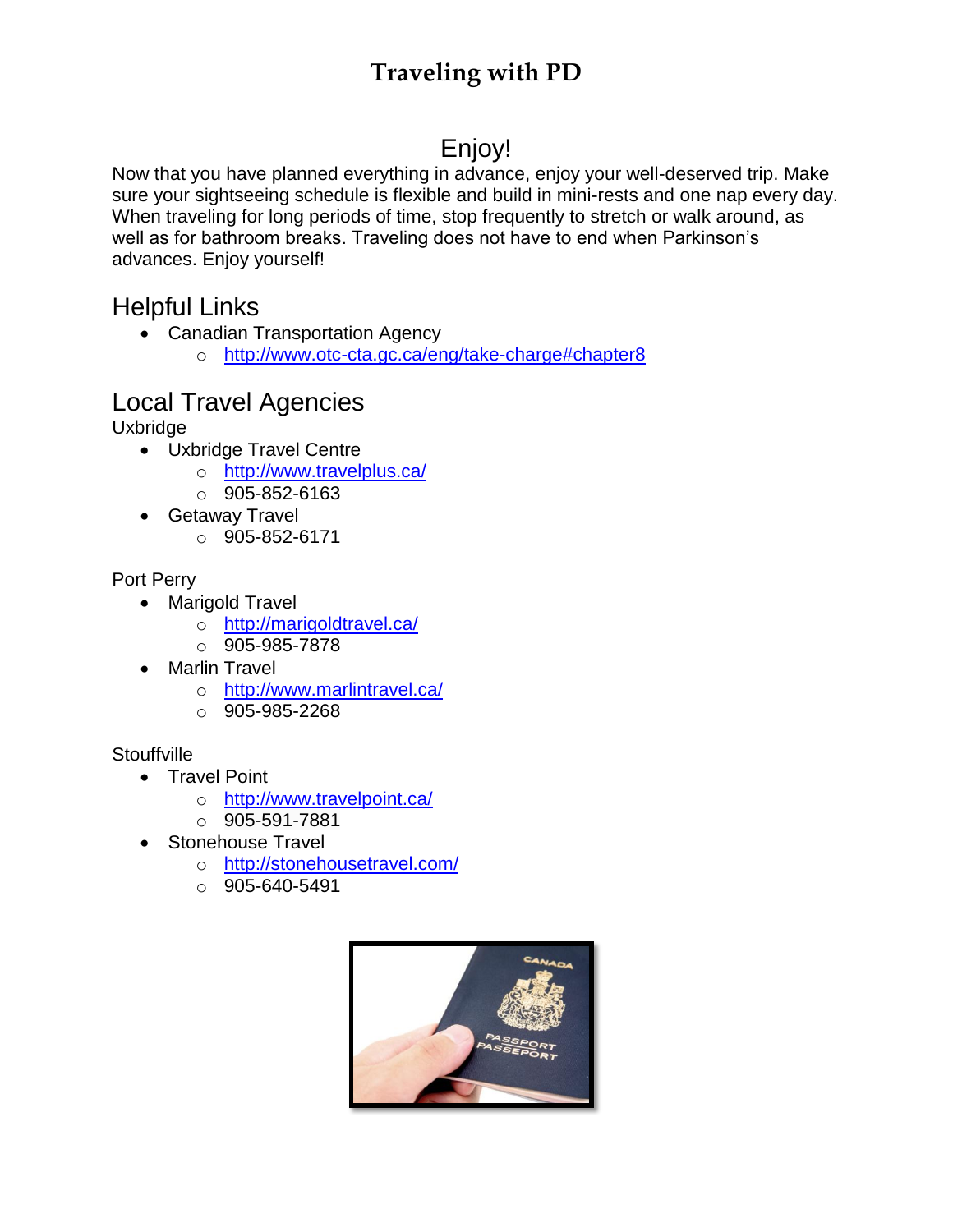## Enjoy!

Now that you have planned everything in advance, enjoy your well-deserved trip. Make sure your sightseeing schedule is flexible and build in mini-rests and one nap every day. When traveling for long periods of time, stop frequently to stretch or walk around, as well as for bathroom breaks. Traveling does not have to end when Parkinson's advances. Enjoy yourself!

## Helpful Links

- Canadian Transportation Agency
  - http://www.otc-cta.gc.ca/eng/take-charge#chapter8

## Local Travel Agencies

Uxbridge

- Uxbridge Travel Centre
  - http://www.travelplus.ca/
  - 905-852-6163
- Getaway Travel
  - 905-852-6171

Port Perry

- Marigold Travel
  - http://marigoldtravel.ca/
  - 905-985-7878
- Marlin Travel
  - http://www.marlintravel.ca/
  - 905-985-2268

Stouffville

- Travel Point
  - http://www.travelpoint.ca/
  - 905-591-7881
- Stonehouse Travel
  - http://stonehousetravel.com/
  - 905-640-5491